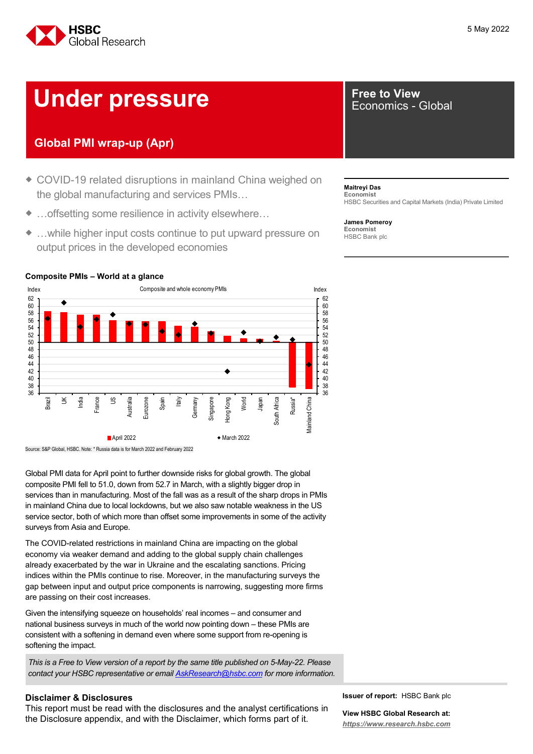5 May 2022

# Under pressure

## Global PMI wrap-up (Apr)

**Free to View**
Economics - Global

- COVID-19 related disruptions in mainland China weighed on the global manufacturing and services PMIs…
- …offsetting some resilience in activity elsewhere…
- …while higher input costs continue to put upward pressure on output prices in the developed economies

**Maitreyi Das**
Economist
HSBC Securities and Capital Markets (India) Private Limited

**James Pomeroy**
Economist
HSBC Bank plc

**Composite PMIs – World at a glance**

Source: S&P Global, HSBC. Note: * Russia data is for March 2022 and February 2022

Global PMI data for April point to further downside risks for global growth. The global composite PMI fell to 51.0, down from 52.7 in March, with a slightly bigger drop in services than in manufacturing. Most of the fall was as a result of the sharp drops in PMIs in mainland China due to local lockdowns, but we also saw notable weakness in the US service sector, both of which more than offset some improvements in some of the activity surveys from Asia and Europe.

The COVID-related restrictions in mainland China are impacting on the global economy via weaker demand and adding to the global supply chain challenges already exacerbated by the war in Ukraine and the escalating sanctions. Pricing indices within the PMIs continue to rise. Moreover, in the manufacturing surveys the gap between input and output price components is narrowing, suggesting more firms are passing on their cost increases.

Given the intensifying squeeze on households' real incomes – and consumer and national business surveys in much of the world now pointing down – these PMIs are consistent with a softening in demand even where some support from re-opening is softening the impact.

*This is a Free to View version of a report by the same title published on 5-May-22. Please contact your HSBC representative or email AskResearch@hsbc.com for more information.*

**Disclaimer & Disclosures**
This report must be read with the disclosures and the analyst certifications in the Disclosure appendix, and with the Disclaimer, which forms part of it.

**Issuer of report:** HSBC Bank plc

**View HSBC Global Research at:**
***https://www.research.hsbc.com***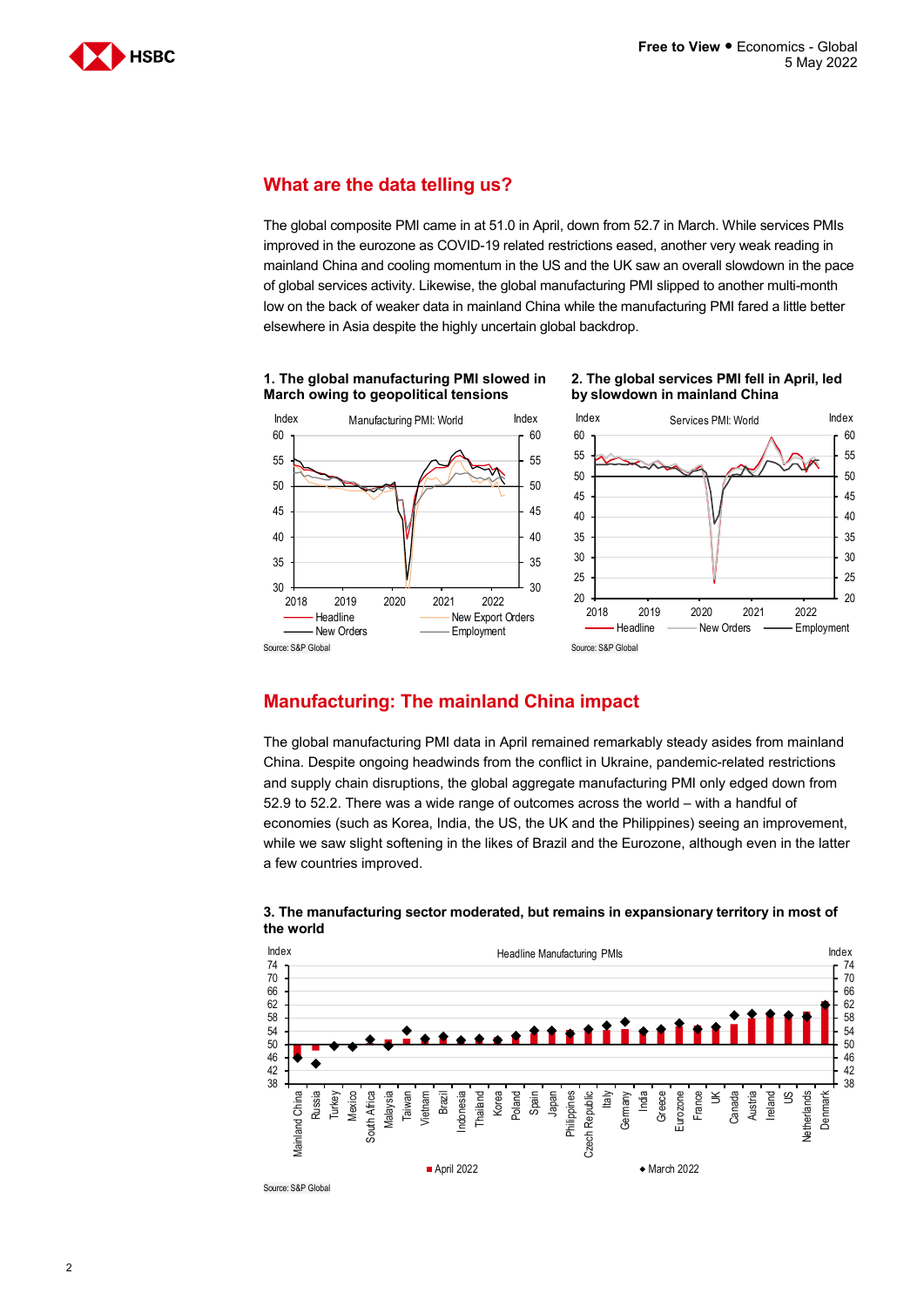## What are the data telling us?

The global composite PMI came in at 51.0 in April, down from 52.7 in March. While services PMIs improved in the eurozone as COVID-19 related restrictions eased, another very weak reading in mainland China and cooling momentum in the US and the UK saw an overall slowdown in the pace of global services activity. Likewise, the global manufacturing PMI slipped to another multi-month low on the back of weaker data in mainland China while the manufacturing PMI fared a little better elsewhere in Asia despite the highly uncertain global backdrop.

**1. The global manufacturing PMI slowed in March owing to geopolitical tensions**

Source: S&P Global

**2. The global services PMI fell in April, led by slowdown in mainland China**

Source: S&P Global

## Manufacturing: The mainland China impact

The global manufacturing PMI data in April remained remarkably steady asides from mainland China. Despite ongoing headwinds from the conflict in Ukraine, pandemic-related restrictions and supply chain disruptions, the global aggregate manufacturing PMI only edged down from 52.9 to 52.2. There was a wide range of outcomes across the world – with a handful of economies (such as Korea, India, the US, the UK and the Philippines) seeing an improvement, while we saw slight softening in the likes of Brazil and the Eurozone, although even in the latter a few countries improved.

**3. The manufacturing sector moderated, but remains in expansionary territory in most of the world**

Source: S&P Global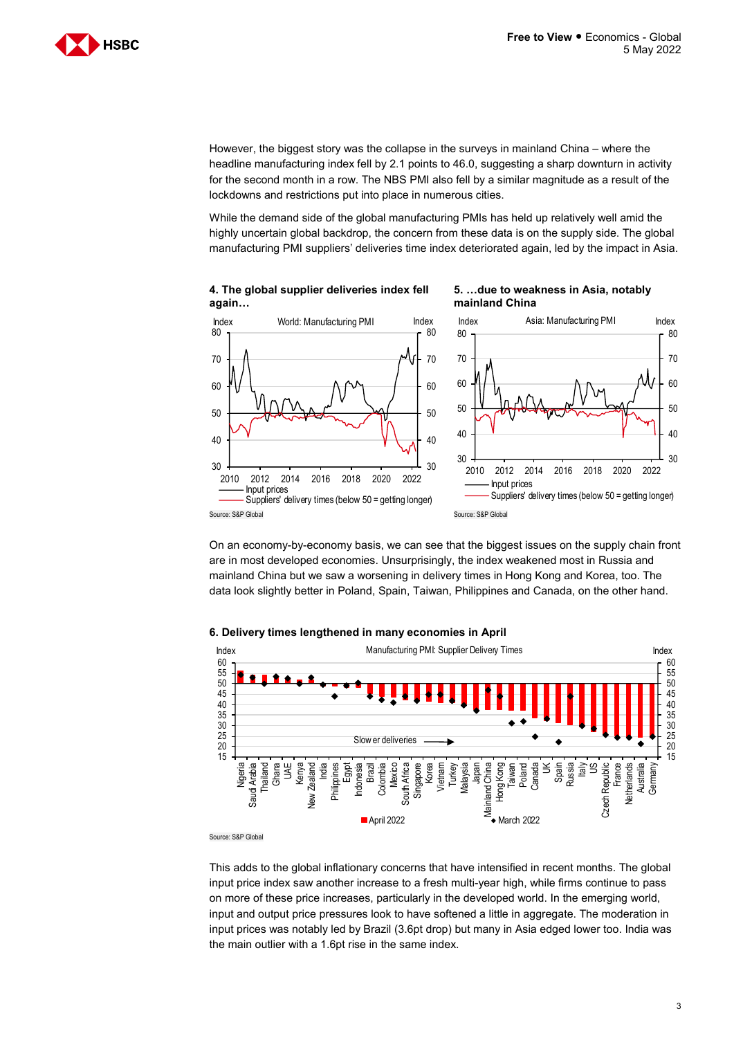However, the biggest story was the collapse in the surveys in mainland China – where the headline manufacturing index fell by 2.1 points to 46.0, suggesting a sharp downturn in activity for the second month in a row. The NBS PMI also fell by a similar magnitude as a result of the lockdowns and restrictions put into place in numerous cities.

While the demand side of the global manufacturing PMIs has held up relatively well amid the highly uncertain global backdrop, the concern from these data is on the supply side. The global manufacturing PMI suppliers' deliveries time index deteriorated again, led by the impact in Asia.

**4. The global supplier deliveries index fell again…**

Source: S&P Global

**5. …due to weakness in Asia, notably mainland China**

Source: S&P Global

On an economy-by-economy basis, we can see that the biggest issues on the supply chain front are in most developed economies. Unsurprisingly, the index weakened most in Russia and mainland China but we saw a worsening in delivery times in Hong Kong and Korea, too. The data look slightly better in Poland, Spain, Taiwan, Philippines and Canada, on the other hand.

**6. Delivery times lengthened in many economies in April**

Source: S&P Global

This adds to the global inflationary concerns that have intensified in recent months. The global input price index saw another increase to a fresh multi-year high, while firms continue to pass on more of these price increases, particularly in the developed world. In the emerging world, input and output price pressures look to have softened a little in aggregate. The moderation in input prices was notably led by Brazil (3.6pt drop) but many in Asia edged lower too. India was the main outlier with a 1.6pt rise in the same index.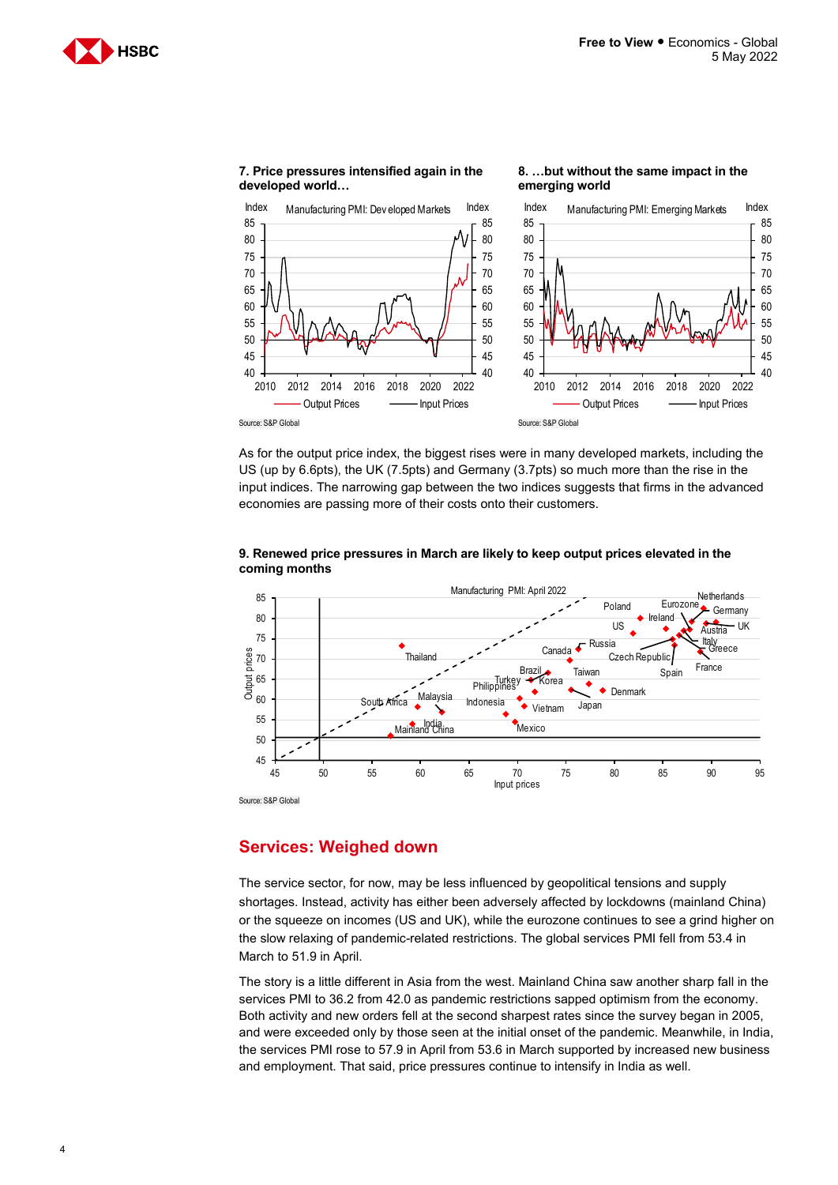**7. Price pressures intensified again in the developed world…**

Source: S&P Global

**8. …but without the same impact in the emerging world**

Source: S&P Global

As for the output price index, the biggest rises were in many developed markets, including the US (up by 6.6pts), the UK (7.5pts) and Germany (3.7pts) so much more than the rise in the input indices. The narrowing gap between the two indices suggests that firms in the advanced economies are passing more of their costs onto their customers.

**9. Renewed price pressures in March are likely to keep output prices elevated in the coming months**

Source: S&P Global

## Services: Weighed down

The service sector, for now, may be less influenced by geopolitical tensions and supply shortages. Instead, activity has either been adversely affected by lockdowns (mainland China) or the squeeze on incomes (US and UK), while the eurozone continues to see a grind higher on the slow relaxing of pandemic-related restrictions. The global services PMI fell from 53.4 in March to 51.9 in April.

The story is a little different in Asia from the west. Mainland China saw another sharp fall in the services PMI to 36.2 from 42.0 as pandemic restrictions sapped optimism from the economy. Both activity and new orders fell at the second sharpest rates since the survey began in 2005, and were exceeded only by those seen at the initial onset of the pandemic. Meanwhile, in India, the services PMI rose to 57.9 in April from 53.6 in March supported by increased new business and employment. That said, price pressures continue to intensify in India as well.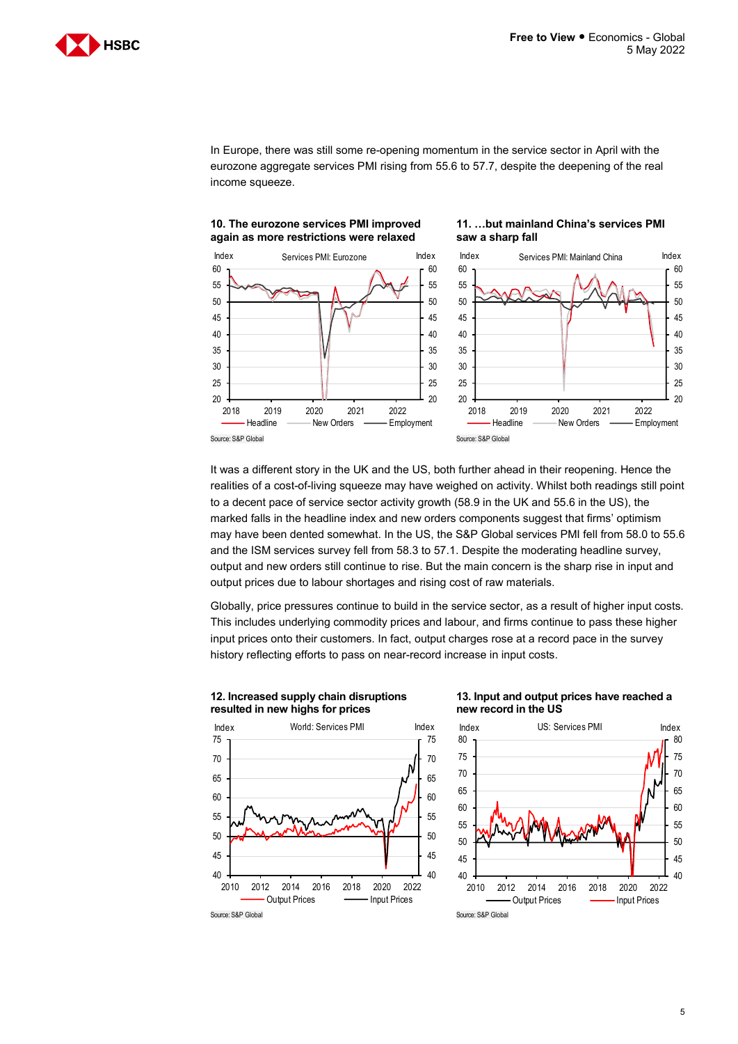In Europe, there was still some re-opening momentum in the service sector in April with the eurozone aggregate services PMI rising from 55.6 to 57.7, despite the deepening of the real income squeeze.

**10. The eurozone services PMI improved again as more restrictions were relaxed**

Source: S&P Global

**11. …but mainland China's services PMI saw a sharp fall**

Source: S&P Global

It was a different story in the UK and the US, both further ahead in their reopening. Hence the realities of a cost-of-living squeeze may have weighed on activity. Whilst both readings still point to a decent pace of service sector activity growth (58.9 in the UK and 55.6 in the US), the marked falls in the headline index and new orders components suggest that firms' optimism may have been dented somewhat. In the US, the S&P Global services PMI fell from 58.0 to 55.6 and the ISM services survey fell from 58.3 to 57.1. Despite the moderating headline survey, output and new orders still continue to rise. But the main concern is the sharp rise in input and output prices due to labour shortages and rising cost of raw materials.

Globally, price pressures continue to build in the service sector, as a result of higher input costs. This includes underlying commodity prices and labour, and firms continue to pass these higher input prices onto their customers. In fact, output charges rose at a record pace in the survey history reflecting efforts to pass on near-record increase in input costs.

**12. Increased supply chain disruptions resulted in new highs for prices**

Source: S&P Global

**13. Input and output prices have reached a new record in the US**

Source: S&P Global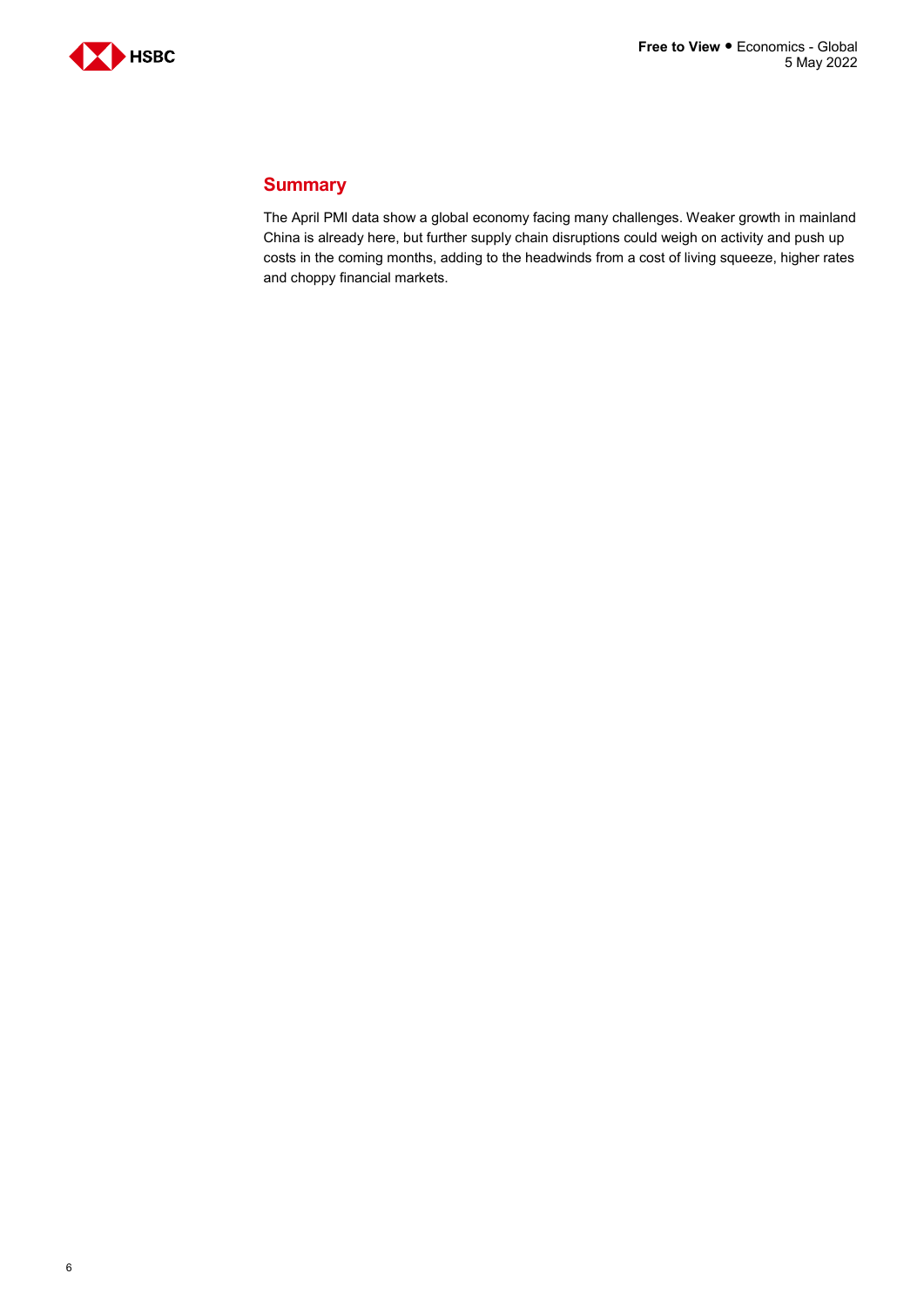## Summary

The April PMI data show a global economy facing many challenges. Weaker growth in mainland China is already here, but further supply chain disruptions could weigh on activity and push up costs in the coming months, adding to the headwinds from a cost of living squeeze, higher rates and choppy financial markets.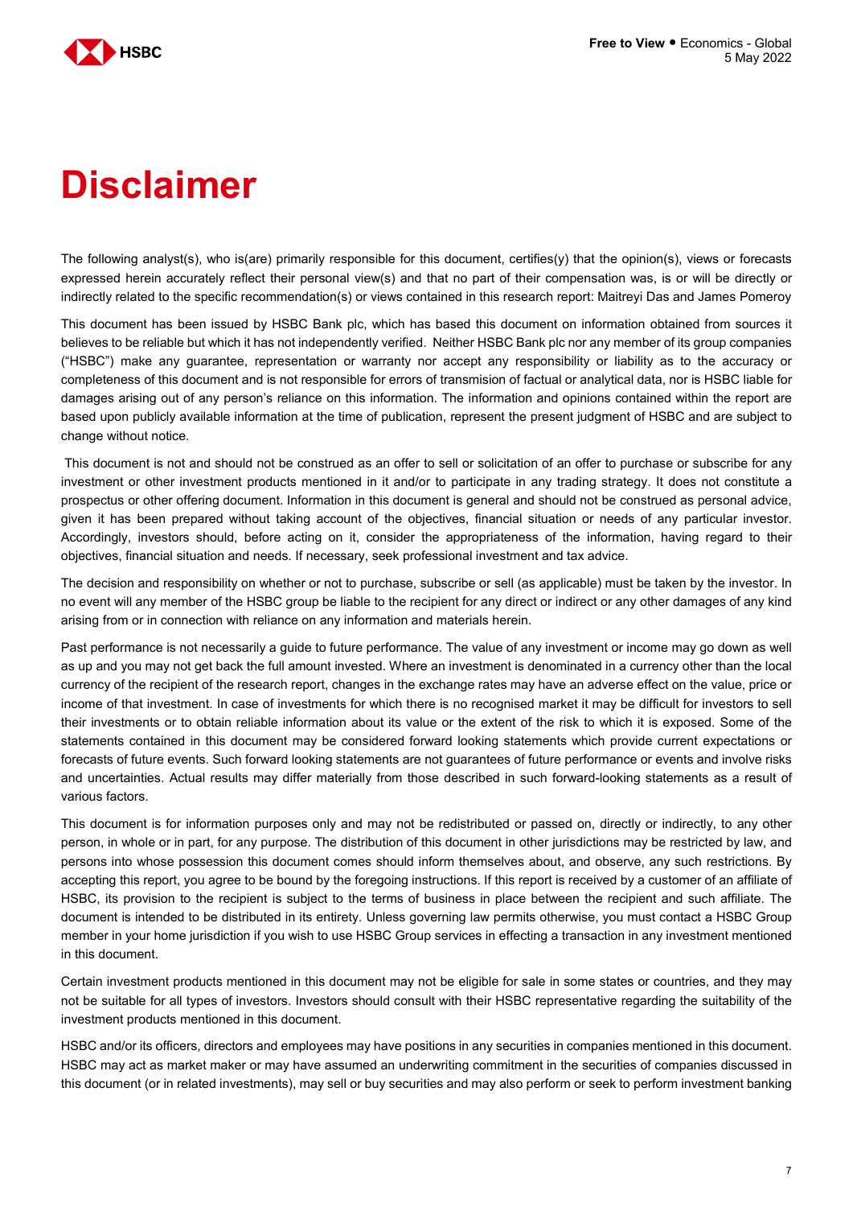# Disclaimer

The following analyst(s), who is(are) primarily responsible for this document, certifies(y) that the opinion(s), views or forecasts expressed herein accurately reflect their personal view(s) and that no part of their compensation was, is or will be directly or indirectly related to the specific recommendation(s) or views contained in this research report: Maitreyi Das and James Pomeroy

This document has been issued by HSBC Bank plc, which has based this document on information obtained from sources it believes to be reliable but which it has not independently verified. Neither HSBC Bank plc nor any member of its group companies ("HSBC") make any guarantee, representation or warranty nor accept any responsibility or liability as to the accuracy or completeness of this document and is not responsible for errors of transmision of factual or analytical data, nor is HSBC liable for damages arising out of any person's reliance on this information. The information and opinions contained within the report are based upon publicly available information at the time of publication, represent the present judgment of HSBC and are subject to change without notice.

This document is not and should not be construed as an offer to sell or solicitation of an offer to purchase or subscribe for any investment or other investment products mentioned in it and/or to participate in any trading strategy. It does not constitute a prospectus or other offering document. Information in this document is general and should not be construed as personal advice, given it has been prepared without taking account of the objectives, financial situation or needs of any particular investor. Accordingly, investors should, before acting on it, consider the appropriateness of the information, having regard to their objectives, financial situation and needs. If necessary, seek professional investment and tax advice.

The decision and responsibility on whether or not to purchase, subscribe or sell (as applicable) must be taken by the investor. In no event will any member of the HSBC group be liable to the recipient for any direct or indirect or any other damages of any kind arising from or in connection with reliance on any information and materials herein.

Past performance is not necessarily a guide to future performance. The value of any investment or income may go down as well as up and you may not get back the full amount invested. Where an investment is denominated in a currency other than the local currency of the recipient of the research report, changes in the exchange rates may have an adverse effect on the value, price or income of that investment. In case of investments for which there is no recognised market it may be difficult for investors to sell their investments or to obtain reliable information about its value or the extent of the risk to which it is exposed. Some of the statements contained in this document may be considered forward looking statements which provide current expectations or forecasts of future events. Such forward looking statements are not guarantees of future performance or events and involve risks and uncertainties. Actual results may differ materially from those described in such forward-looking statements as a result of various factors.

This document is for information purposes only and may not be redistributed or passed on, directly or indirectly, to any other person, in whole or in part, for any purpose. The distribution of this document in other jurisdictions may be restricted by law, and persons into whose possession this document comes should inform themselves about, and observe, any such restrictions. By accepting this report, you agree to be bound by the foregoing instructions. If this report is received by a customer of an affiliate of HSBC, its provision to the recipient is subject to the terms of business in place between the recipient and such affiliate. The document is intended to be distributed in its entirety. Unless governing law permits otherwise, you must contact a HSBC Group member in your home jurisdiction if you wish to use HSBC Group services in effecting a transaction in any investment mentioned in this document.

Certain investment products mentioned in this document may not be eligible for sale in some states or countries, and they may not be suitable for all types of investors. Investors should consult with their HSBC representative regarding the suitability of the investment products mentioned in this document.

HSBC and/or its officers, directors and employees may have positions in any securities in companies mentioned in this document. HSBC may act as market maker or may have assumed an underwriting commitment in the securities of companies discussed in this document (or in related investments), may sell or buy securities and may also perform or seek to perform investment banking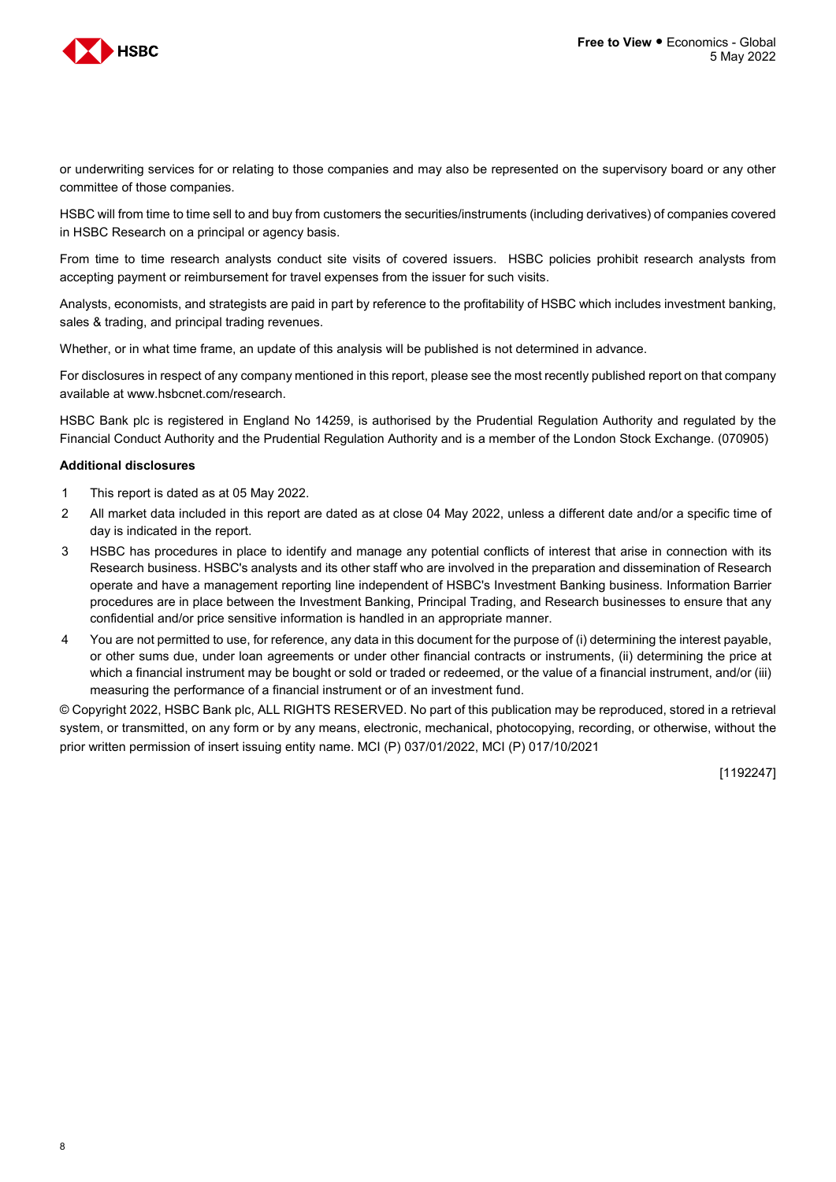or underwriting services for or relating to those companies and may also be represented on the supervisory board or any other committee of those companies.

HSBC will from time to time sell to and buy from customers the securities/instruments (including derivatives) of companies covered in HSBC Research on a principal or agency basis.

From time to time research analysts conduct site visits of covered issuers. HSBC policies prohibit research analysts from accepting payment or reimbursement for travel expenses from the issuer for such visits.

Analysts, economists, and strategists are paid in part by reference to the profitability of HSBC which includes investment banking, sales & trading, and principal trading revenues.

Whether, or in what time frame, an update of this analysis will be published is not determined in advance.

For disclosures in respect of any company mentioned in this report, please see the most recently published report on that company available at www.hsbcnet.com/research.

HSBC Bank plc is registered in England No 14259, is authorised by the Prudential Regulation Authority and regulated by the Financial Conduct Authority and the Prudential Regulation Authority and is a member of the London Stock Exchange. (070905)

**Additional disclosures**

1. This report is dated as at 05 May 2022.
2. All market data included in this report are dated as at close 04 May 2022, unless a different date and/or a specific time of day is indicated in the report.
3. HSBC has procedures in place to identify and manage any potential conflicts of interest that arise in connection with its Research business. HSBC's analysts and its other staff who are involved in the preparation and dissemination of Research operate and have a management reporting line independent of HSBC's Investment Banking business. Information Barrier procedures are in place between the Investment Banking, Principal Trading, and Research businesses to ensure that any confidential and/or price sensitive information is handled in an appropriate manner.
4. You are not permitted to use, for reference, any data in this document for the purpose of (i) determining the interest payable, or other sums due, under loan agreements or under other financial contracts or instruments, (ii) determining the price at which a financial instrument may be bought or sold or traded or redeemed, or the value of a financial instrument, and/or (iii) measuring the performance of a financial instrument or of an investment fund.

© Copyright 2022, HSBC Bank plc, ALL RIGHTS RESERVED. No part of this publication may be reproduced, stored in a retrieval system, or transmitted, on any form or by any means, electronic, mechanical, photocopying, recording, or otherwise, without the prior written permission of insert issuing entity name. MCI (P) 037/01/2022, MCI (P) 017/10/2021

[1192247]